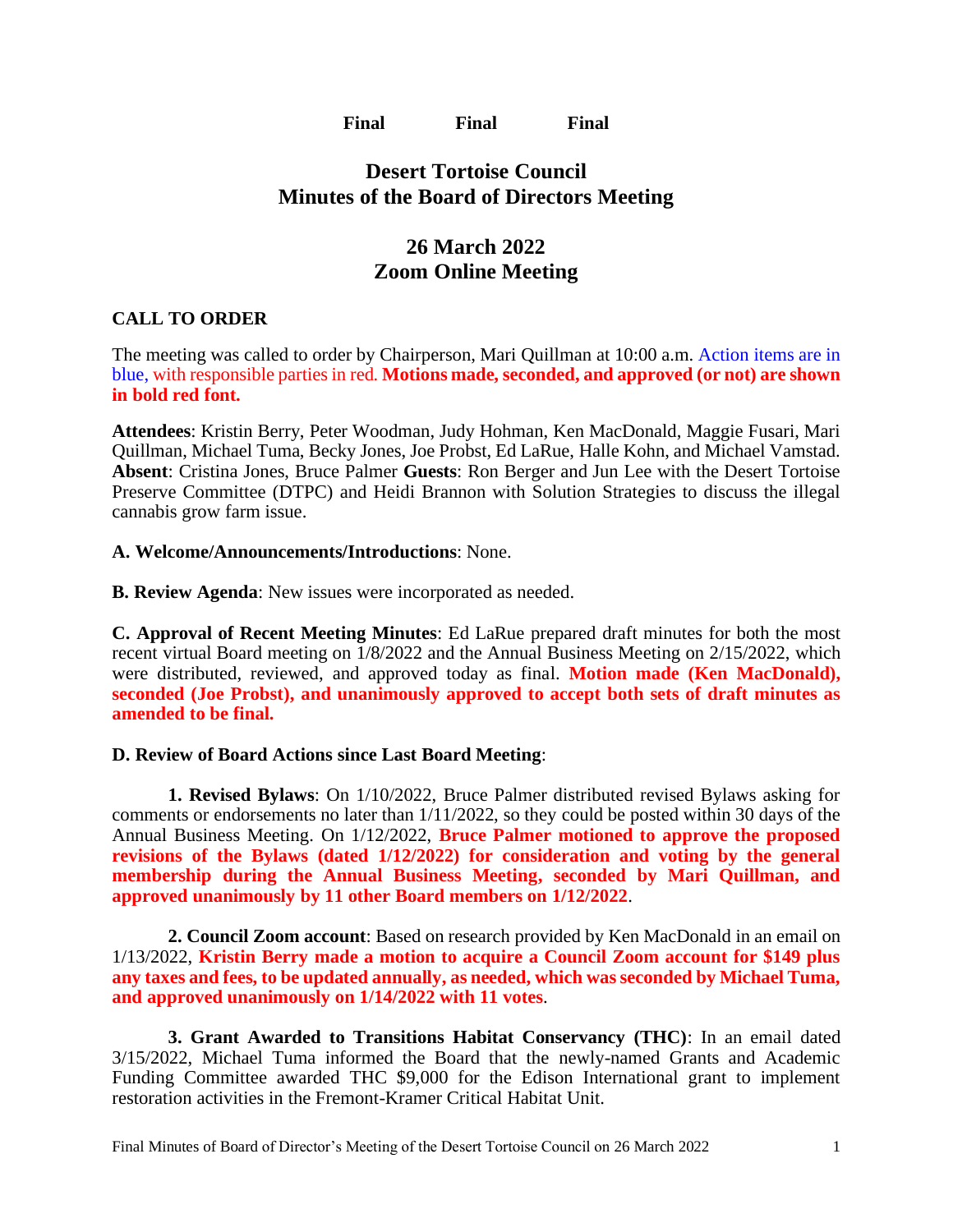**Final Final Final**

# Desert Tortoise Council
# Minutes of the Board of Directors Meeting

## 26 March 2022
## Zoom Online Meeting

### CALL TO ORDER

The meeting was called to order by Chairperson, Mari Quillman at 10:00 a.m. Action items are in blue, with responsible parties in red. **Motions made, seconded, and approved (or not) are shown in bold red font.**

**Attendees**: Kristin Berry, Peter Woodman, Judy Hohman, Ken MacDonald, Maggie Fusari, Mari Quillman, Michael Tuma, Becky Jones, Joe Probst, Ed LaRue, Halle Kohn, and Michael Vamstad. **Absent**: Cristina Jones, Bruce Palmer **Guests**: Ron Berger and Jun Lee with the Desert Tortoise Preserve Committee (DTPC) and Heidi Brannon with Solution Strategies to discuss the illegal cannabis grow farm issue.

**A. Welcome/Announcements/Introductions**: None.

**B. Review Agenda**: New issues were incorporated as needed.

**C. Approval of Recent Meeting Minutes**: Ed LaRue prepared draft minutes for both the most recent virtual Board meeting on 1/8/2022 and the Annual Business Meeting on 2/15/2022, which were distributed, reviewed, and approved today as final. **Motion made (Ken MacDonald), seconded (Joe Probst), and unanimously approved to accept both sets of draft minutes as amended to be final.**

**D. Review of Board Actions since Last Board Meeting**:

**1. Revised Bylaws**: On 1/10/2022, Bruce Palmer distributed revised Bylaws asking for comments or endorsements no later than 1/11/2022, so they could be posted within 30 days of the Annual Business Meeting. On 1/12/2022, **Bruce Palmer motioned to approve the proposed revisions of the Bylaws (dated 1/12/2022) for consideration and voting by the general membership during the Annual Business Meeting, seconded by Mari Quillman, and approved unanimously by 11 other Board members on 1/12/2022**.

**2. Council Zoom account**: Based on research provided by Ken MacDonald in an email on 1/13/2022, **Kristin Berry made a motion to acquire a Council Zoom account for $149 plus any taxes and fees, to be updated annually, as needed, which was seconded by Michael Tuma, and approved unanimously on 1/14/2022 with 11 votes**.

**3. Grant Awarded to Transitions Habitat Conservancy (THC)**: In an email dated 3/15/2022, Michael Tuma informed the Board that the newly-named Grants and Academic Funding Committee awarded THC $9,000 for the Edison International grant to implement restoration activities in the Fremont-Kramer Critical Habitat Unit.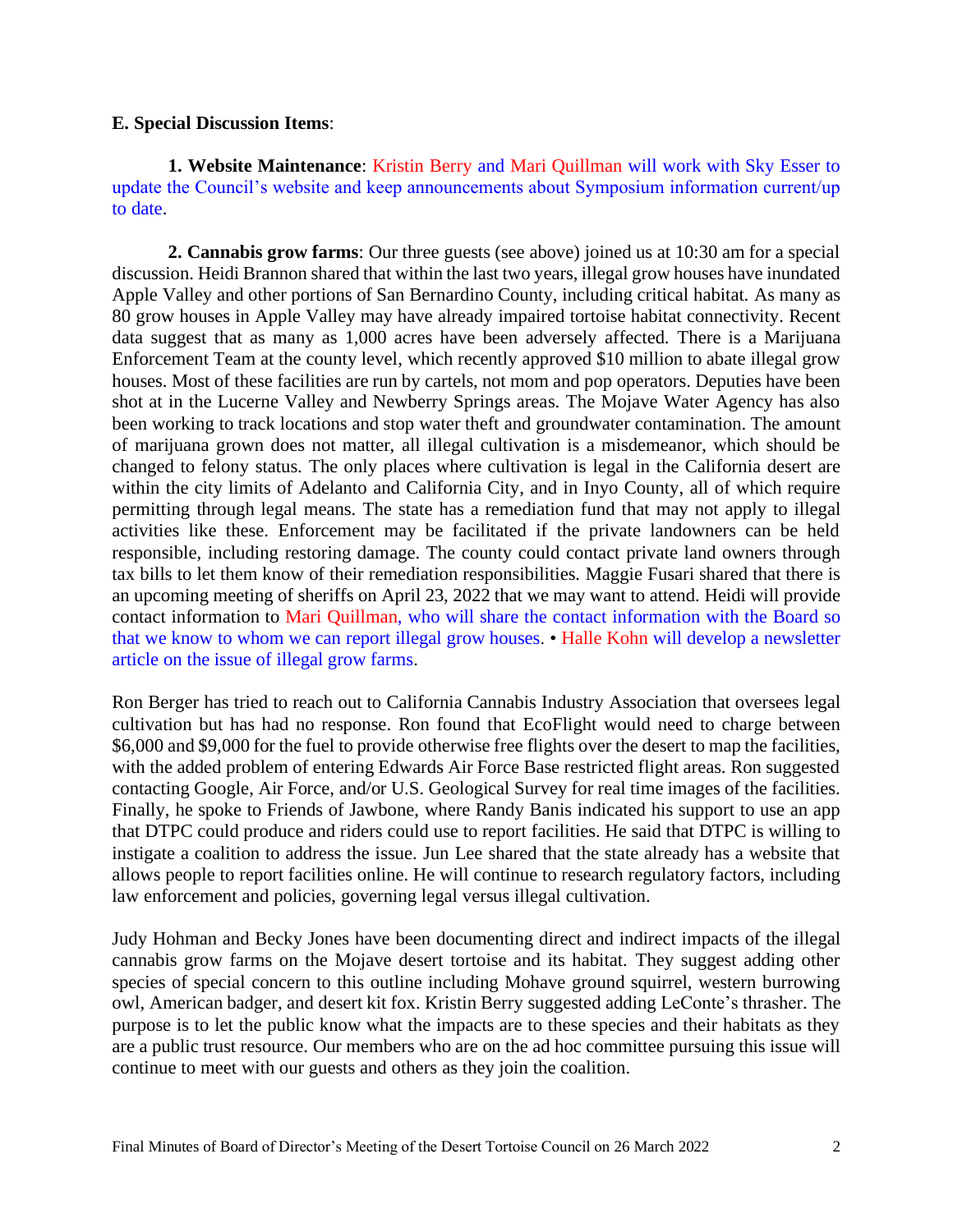**E. Special Discussion Items**:

**1. Website Maintenance**: Kristin Berry and Mari Quillman will work with Sky Esser to update the Council's website and keep announcements about Symposium information current/up to date.

**2. Cannabis grow farms**: Our three guests (see above) joined us at 10:30 am for a special discussion. Heidi Brannon shared that within the last two years, illegal grow houses have inundated Apple Valley and other portions of San Bernardino County, including critical habitat. As many as 80 grow houses in Apple Valley may have already impaired tortoise habitat connectivity. Recent data suggest that as many as 1,000 acres have been adversely affected. There is a Marijuana Enforcement Team at the county level, which recently approved $10 million to abate illegal grow houses. Most of these facilities are run by cartels, not mom and pop operators. Deputies have been shot at in the Lucerne Valley and Newberry Springs areas. The Mojave Water Agency has also been working to track locations and stop water theft and groundwater contamination. The amount of marijuana grown does not matter, all illegal cultivation is a misdemeanor, which should be changed to felony status. The only places where cultivation is legal in the California desert are within the city limits of Adelanto and California City, and in Inyo County, all of which require permitting through legal means. The state has a remediation fund that may not apply to illegal activities like these. Enforcement may be facilitated if the private landowners can be held responsible, including restoring damage. The county could contact private land owners through tax bills to let them know of their remediation responsibilities. Maggie Fusari shared that there is an upcoming meeting of sheriffs on April 23, 2022 that we may want to attend. Heidi will provide contact information to Mari Quillman, who will share the contact information with the Board so that we know to whom we can report illegal grow houses. • Halle Kohn will develop a newsletter article on the issue of illegal grow farms.

Ron Berger has tried to reach out to California Cannabis Industry Association that oversees legal cultivation but has had no response. Ron found that EcoFlight would need to charge between $6,000 and $9,000 for the fuel to provide otherwise free flights over the desert to map the facilities, with the added problem of entering Edwards Air Force Base restricted flight areas. Ron suggested contacting Google, Air Force, and/or U.S. Geological Survey for real time images of the facilities. Finally, he spoke to Friends of Jawbone, where Randy Banis indicated his support to use an app that DTPC could produce and riders could use to report facilities. He said that DTPC is willing to instigate a coalition to address the issue. Jun Lee shared that the state already has a website that allows people to report facilities online. He will continue to research regulatory factors, including law enforcement and policies, governing legal versus illegal cultivation.

Judy Hohman and Becky Jones have been documenting direct and indirect impacts of the illegal cannabis grow farms on the Mojave desert tortoise and its habitat. They suggest adding other species of special concern to this outline including Mohave ground squirrel, western burrowing owl, American badger, and desert kit fox. Kristin Berry suggested adding LeConte's thrasher. The purpose is to let the public know what the impacts are to these species and their habitats as they are a public trust resource. Our members who are on the ad hoc committee pursuing this issue will continue to meet with our guests and others as they join the coalition.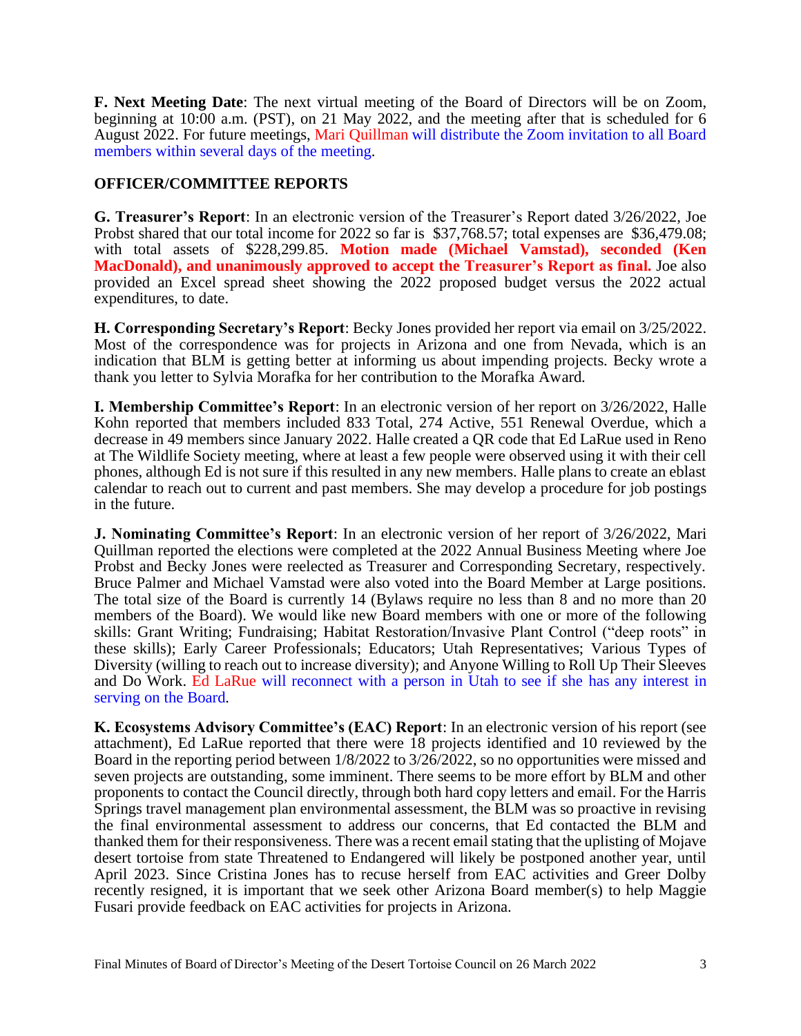**F. Next Meeting Date**: The next virtual meeting of the Board of Directors will be on Zoom, beginning at 10:00 a.m. (PST), on 21 May 2022, and the meeting after that is scheduled for 6 August 2022. For future meetings, Mari Quillman will distribute the Zoom invitation to all Board members within several days of the meeting.

## OFFICER/COMMITTEE REPORTS

**G. Treasurer's Report**: In an electronic version of the Treasurer's Report dated 3/26/2022, Joe Probst shared that our total income for 2022 so far is $37,768.57; total expenses are $36,479.08; with total assets of $228,299.85. **Motion made (Michael Vamstad), seconded (Ken MacDonald), and unanimously approved to accept the Treasurer's Report as final.** Joe also provided an Excel spread sheet showing the 2022 proposed budget versus the 2022 actual expenditures, to date.

**H. Corresponding Secretary's Report**: Becky Jones provided her report via email on 3/25/2022. Most of the correspondence was for projects in Arizona and one from Nevada, which is an indication that BLM is getting better at informing us about impending projects. Becky wrote a thank you letter to Sylvia Morafka for her contribution to the Morafka Award.

**I. Membership Committee's Report**: In an electronic version of her report on 3/26/2022, Halle Kohn reported that members included 833 Total, 274 Active, 551 Renewal Overdue, which a decrease in 49 members since January 2022. Halle created a QR code that Ed LaRue used in Reno at The Wildlife Society meeting, where at least a few people were observed using it with their cell phones, although Ed is not sure if this resulted in any new members. Halle plans to create an eblast calendar to reach out to current and past members. She may develop a procedure for job postings in the future.

**J. Nominating Committee's Report**: In an electronic version of her report of 3/26/2022, Mari Quillman reported the elections were completed at the 2022 Annual Business Meeting where Joe Probst and Becky Jones were reelected as Treasurer and Corresponding Secretary, respectively. Bruce Palmer and Michael Vamstad were also voted into the Board Member at Large positions. The total size of the Board is currently 14 (Bylaws require no less than 8 and no more than 20 members of the Board). We would like new Board members with one or more of the following skills: Grant Writing; Fundraising; Habitat Restoration/Invasive Plant Control ("deep roots" in these skills); Early Career Professionals; Educators; Utah Representatives; Various Types of Diversity (willing to reach out to increase diversity); and Anyone Willing to Roll Up Their Sleeves and Do Work. Ed LaRue will reconnect with a person in Utah to see if she has any interest in serving on the Board.

**K. Ecosystems Advisory Committee's (EAC) Report**: In an electronic version of his report (see attachment), Ed LaRue reported that there were 18 projects identified and 10 reviewed by the Board in the reporting period between 1/8/2022 to 3/26/2022, so no opportunities were missed and seven projects are outstanding, some imminent. There seems to be more effort by BLM and other proponents to contact the Council directly, through both hard copy letters and email. For the Harris Springs travel management plan environmental assessment, the BLM was so proactive in revising the final environmental assessment to address our concerns, that Ed contacted the BLM and thanked them for their responsiveness. There was a recent email stating that the uplisting of Mojave desert tortoise from state Threatened to Endangered will likely be postponed another year, until April 2023. Since Cristina Jones has to recuse herself from EAC activities and Greer Dolby recently resigned, it is important that we seek other Arizona Board member(s) to help Maggie Fusari provide feedback on EAC activities for projects in Arizona.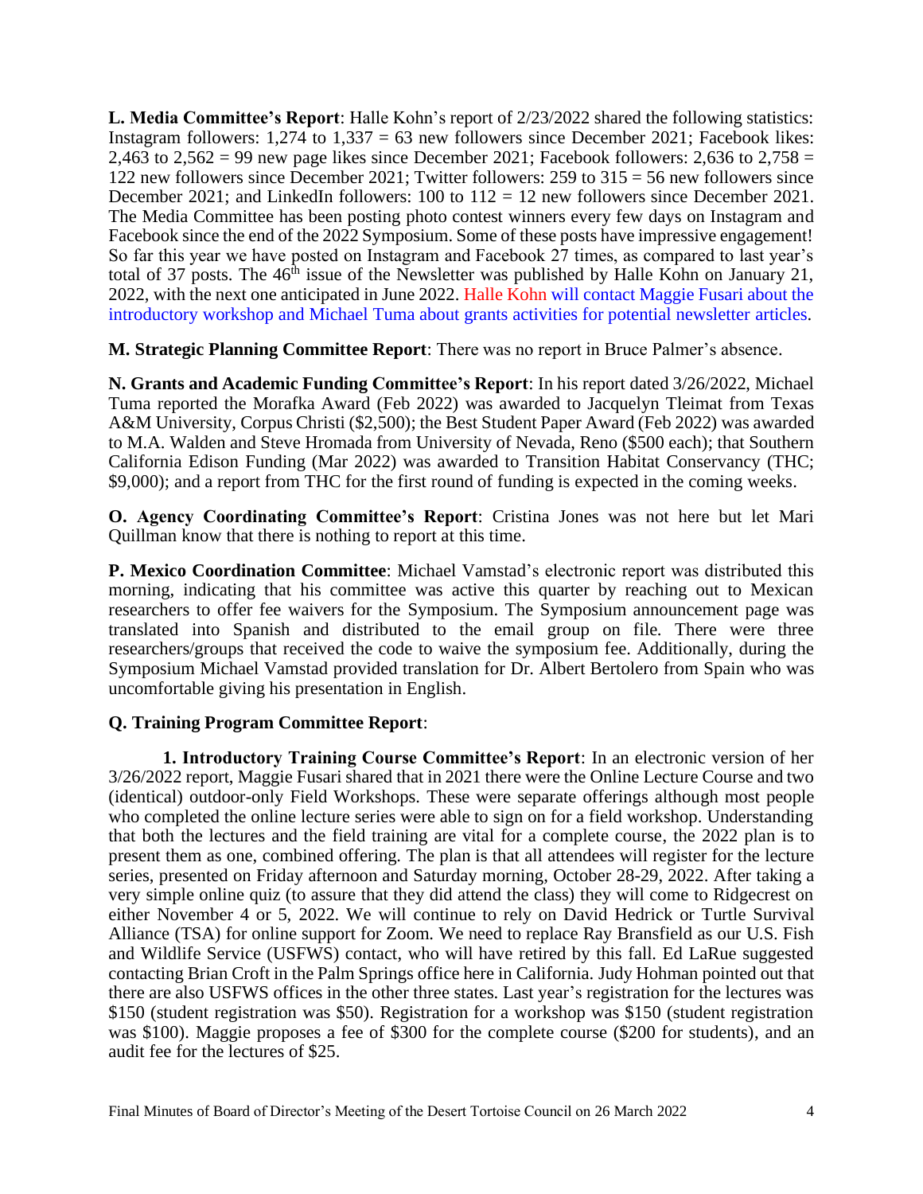**L. Media Committee's Report**: Halle Kohn's report of 2/23/2022 shared the following statistics: Instagram followers: 1,274 to 1,337 = 63 new followers since December 2021; Facebook likes: 2,463 to 2,562 = 99 new page likes since December 2021; Facebook followers: 2,636 to 2,758 = 122 new followers since December 2021; Twitter followers: 259 to 315 = 56 new followers since December 2021; and LinkedIn followers: 100 to 112 = 12 new followers since December 2021. The Media Committee has been posting photo contest winners every few days on Instagram and Facebook since the end of the 2022 Symposium. Some of these posts have impressive engagement! So far this year we have posted on Instagram and Facebook 27 times, as compared to last year's total of 37 posts. The 46th issue of the Newsletter was published by Halle Kohn on January 21, 2022, with the next one anticipated in June 2022. Halle Kohn will contact Maggie Fusari about the introductory workshop and Michael Tuma about grants activities for potential newsletter articles.

**M. Strategic Planning Committee Report**: There was no report in Bruce Palmer's absence.

**N. Grants and Academic Funding Committee's Report**: In his report dated 3/26/2022, Michael Tuma reported the Morafka Award (Feb 2022) was awarded to Jacquelyn Tleimat from Texas A&M University, Corpus Christi ($2,500); the Best Student Paper Award (Feb 2022) was awarded to M.A. Walden and Steve Hromada from University of Nevada, Reno ($500 each); that Southern California Edison Funding (Mar 2022) was awarded to Transition Habitat Conservancy (THC; $9,000); and a report from THC for the first round of funding is expected in the coming weeks.

**O. Agency Coordinating Committee's Report**: Cristina Jones was not here but let Mari Quillman know that there is nothing to report at this time.

**P. Mexico Coordination Committee**: Michael Vamstad's electronic report was distributed this morning, indicating that his committee was active this quarter by reaching out to Mexican researchers to offer fee waivers for the Symposium. The Symposium announcement page was translated into Spanish and distributed to the email group on file. There were three researchers/groups that received the code to waive the symposium fee. Additionally, during the Symposium Michael Vamstad provided translation for Dr. Albert Bertolero from Spain who was uncomfortable giving his presentation in English.

**Q. Training Program Committee Report**:

**1. Introductory Training Course Committee's Report**: In an electronic version of her 3/26/2022 report, Maggie Fusari shared that in 2021 there were the Online Lecture Course and two (identical) outdoor-only Field Workshops. These were separate offerings although most people who completed the online lecture series were able to sign on for a field workshop. Understanding that both the lectures and the field training are vital for a complete course, the 2022 plan is to present them as one, combined offering. The plan is that all attendees will register for the lecture series, presented on Friday afternoon and Saturday morning, October 28-29, 2022. After taking a very simple online quiz (to assure that they did attend the class) they will come to Ridgecrest on either November 4 or 5, 2022. We will continue to rely on David Hedrick or Turtle Survival Alliance (TSA) for online support for Zoom. We need to replace Ray Bransfield as our U.S. Fish and Wildlife Service (USFWS) contact, who will have retired by this fall. Ed LaRue suggested contacting Brian Croft in the Palm Springs office here in California. Judy Hohman pointed out that there are also USFWS offices in the other three states. Last year's registration for the lectures was $150 (student registration was $50). Registration for a workshop was $150 (student registration was $100). Maggie proposes a fee of $300 for the complete course ($200 for students), and an audit fee for the lectures of $25.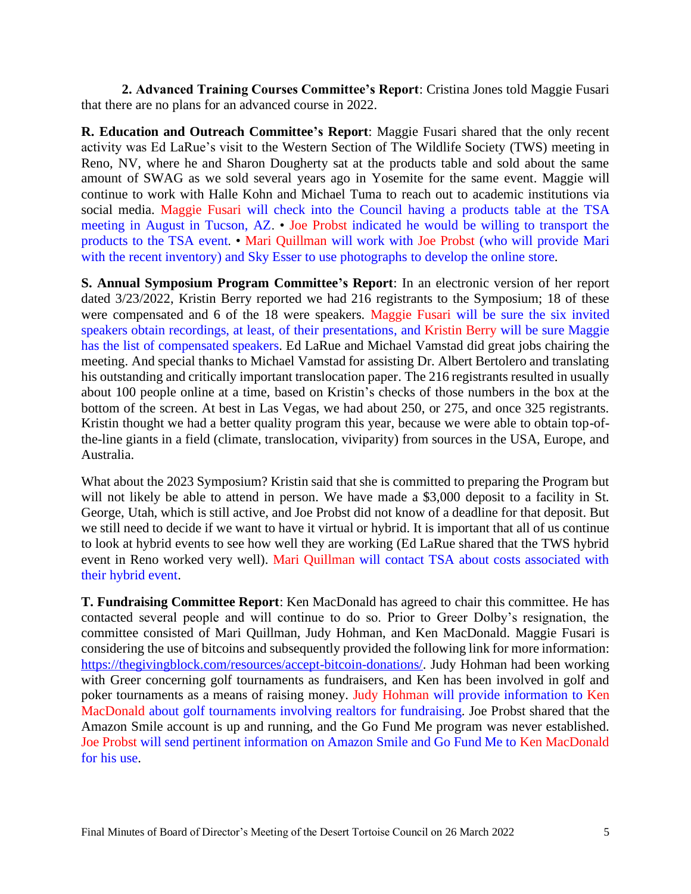**2. Advanced Training Courses Committee's Report**: Cristina Jones told Maggie Fusari that there are no plans for an advanced course in 2022.

**R. Education and Outreach Committee's Report**: Maggie Fusari shared that the only recent activity was Ed LaRue's visit to the Western Section of The Wildlife Society (TWS) meeting in Reno, NV, where he and Sharon Dougherty sat at the products table and sold about the same amount of SWAG as we sold several years ago in Yosemite for the same event. Maggie will continue to work with Halle Kohn and Michael Tuma to reach out to academic institutions via social media. Maggie Fusari will check into the Council having a products table at the TSA meeting in August in Tucson, AZ. • Joe Probst indicated he would be willing to transport the products to the TSA event. • Mari Quillman will work with Joe Probst (who will provide Mari with the recent inventory) and Sky Esser to use photographs to develop the online store.

**S. Annual Symposium Program Committee's Report**: In an electronic version of her report dated 3/23/2022, Kristin Berry reported we had 216 registrants to the Symposium; 18 of these were compensated and 6 of the 18 were speakers. Maggie Fusari will be sure the six invited speakers obtain recordings, at least, of their presentations, and Kristin Berry will be sure Maggie has the list of compensated speakers. Ed LaRue and Michael Vamstad did great jobs chairing the meeting. And special thanks to Michael Vamstad for assisting Dr. Albert Bertolero and translating his outstanding and critically important translocation paper. The 216 registrants resulted in usually about 100 people online at a time, based on Kristin's checks of those numbers in the box at the bottom of the screen. At best in Las Vegas, we had about 250, or 275, and once 325 registrants. Kristin thought we had a better quality program this year, because we were able to obtain top-of-the-line giants in a field (climate, translocation, viviparity) from sources in the USA, Europe, and Australia.

What about the 2023 Symposium? Kristin said that she is committed to preparing the Program but will not likely be able to attend in person. We have made a $3,000 deposit to a facility in St. George, Utah, which is still active, and Joe Probst did not know of a deadline for that deposit. But we still need to decide if we want to have it virtual or hybrid. It is important that all of us continue to look at hybrid events to see how well they are working (Ed LaRue shared that the TWS hybrid event in Reno worked very well). Mari Quillman will contact TSA about costs associated with their hybrid event.

**T. Fundraising Committee Report**: Ken MacDonald has agreed to chair this committee. He has contacted several people and will continue to do so. Prior to Greer Dolby's resignation, the committee consisted of Mari Quillman, Judy Hohman, and Ken MacDonald. Maggie Fusari is considering the use of bitcoins and subsequently provided the following link for more information: https://thegivingblock.com/resources/accept-bitcoin-donations/. Judy Hohman had been working with Greer concerning golf tournaments as fundraisers, and Ken has been involved in golf and poker tournaments as a means of raising money. Judy Hohman will provide information to Ken MacDonald about golf tournaments involving realtors for fundraising. Joe Probst shared that the Amazon Smile account is up and running, and the Go Fund Me program was never established. Joe Probst will send pertinent information on Amazon Smile and Go Fund Me to Ken MacDonald for his use.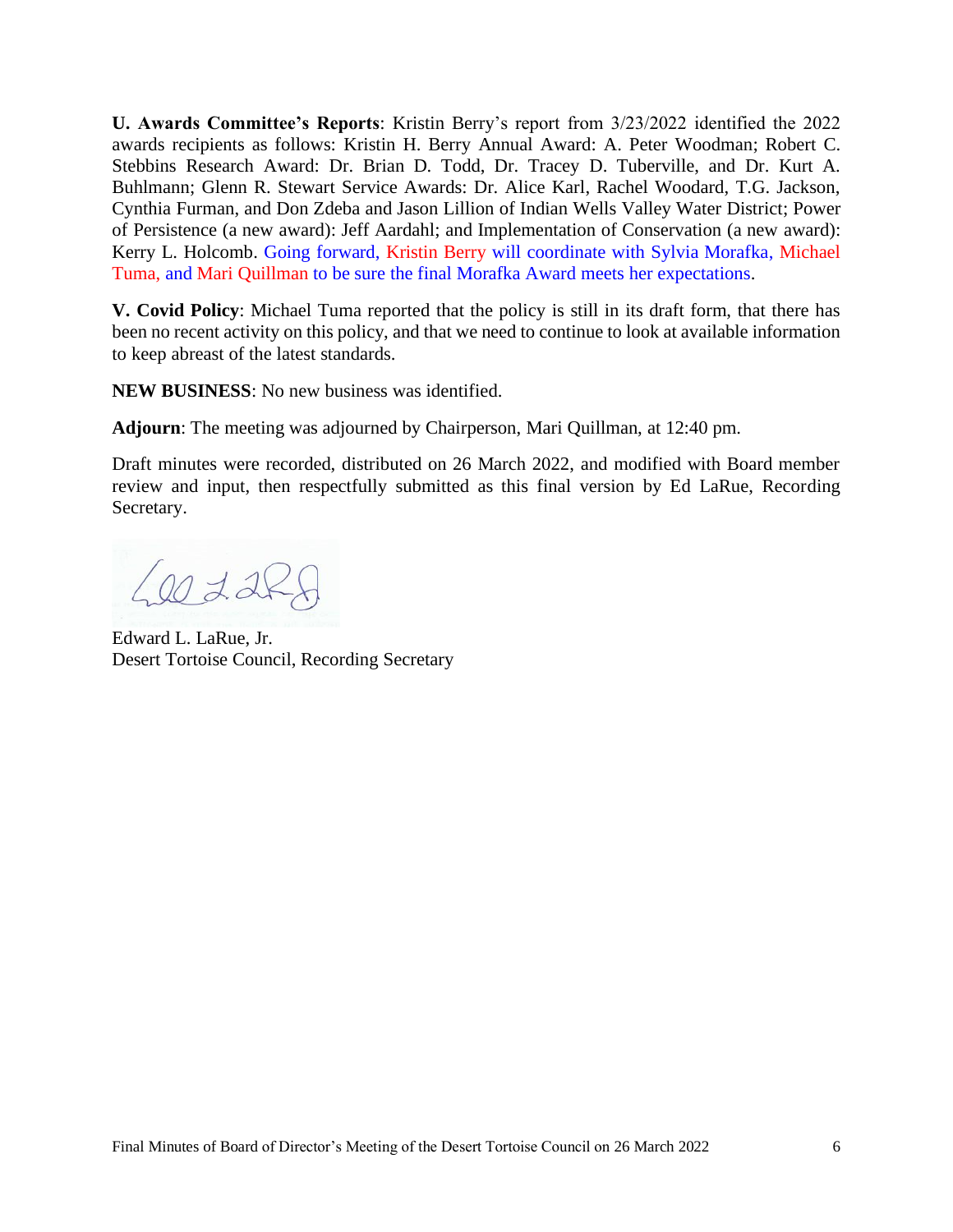**U. Awards Committee's Reports**: Kristin Berry's report from 3/23/2022 identified the 2022 awards recipients as follows: Kristin H. Berry Annual Award: A. Peter Woodman; Robert C. Stebbins Research Award: Dr. Brian D. Todd, Dr. Tracey D. Tuberville, and Dr. Kurt A. Buhlmann; Glenn R. Stewart Service Awards: Dr. Alice Karl, Rachel Woodard, T.G. Jackson, Cynthia Furman, and Don Zdeba and Jason Lillion of Indian Wells Valley Water District; Power of Persistence (a new award): Jeff Aardahl; and Implementation of Conservation (a new award): Kerry L. Holcomb. Going forward, Kristin Berry will coordinate with Sylvia Morafka, Michael Tuma, and Mari Quillman to be sure the final Morafka Award meets her expectations.

**V. Covid Policy**: Michael Tuma reported that the policy is still in its draft form, that there has been no recent activity on this policy, and that we need to continue to look at available information to keep abreast of the latest standards.

**NEW BUSINESS**: No new business was identified.

**Adjourn**: The meeting was adjourned by Chairperson, Mari Quillman, at 12:40 pm.

Draft minutes were recorded, distributed on 26 March 2022, and modified with Board member review and input, then respectfully submitted as this final version by Ed LaRue, Recording Secretary.

Edward L. LaRue, Jr.
Desert Tortoise Council, Recording Secretary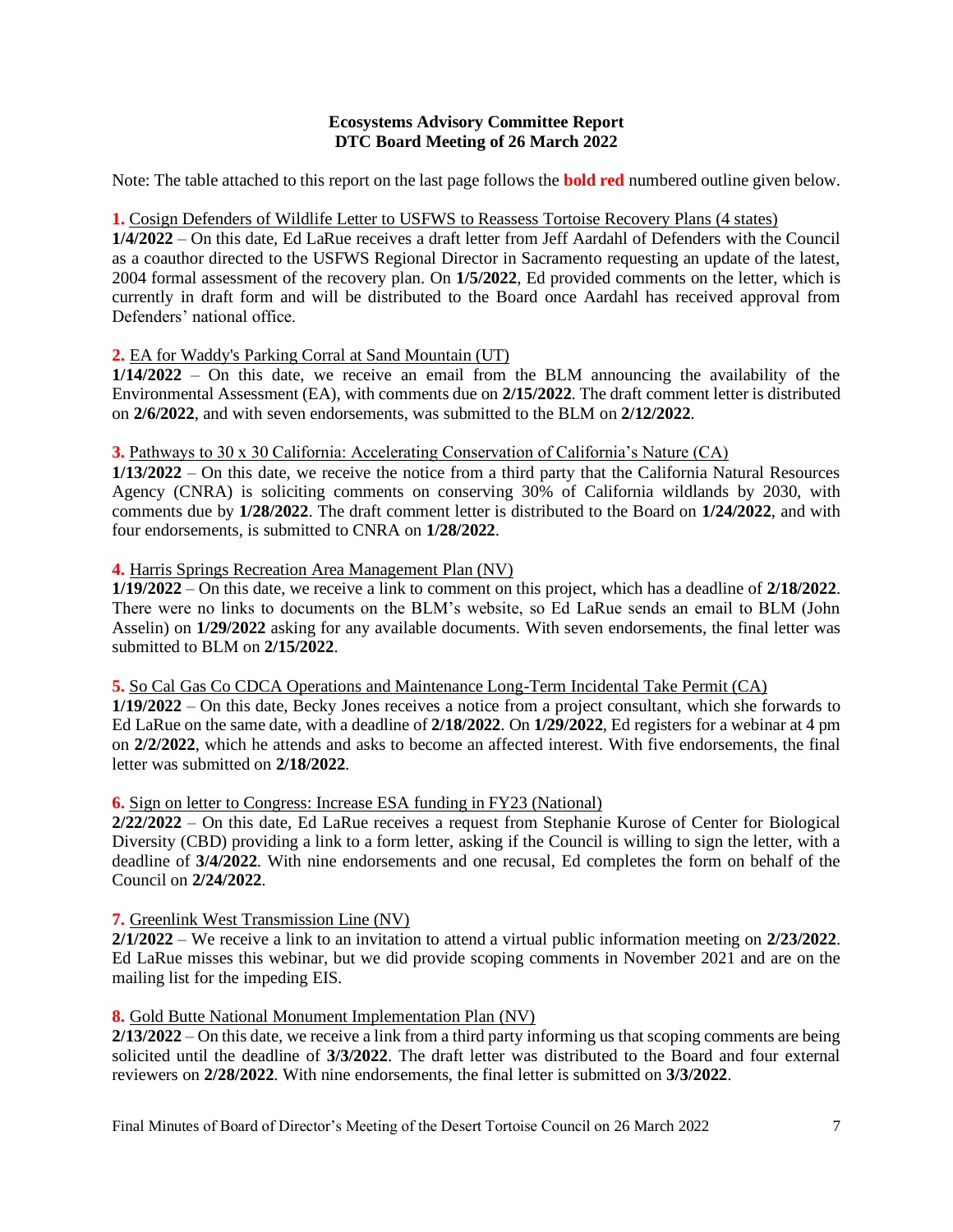**Ecosystems Advisory Committee Report**
**DTC Board Meeting of 26 March 2022**

Note: The table attached to this report on the last page follows the **bold red** numbered outline given below.

**1.** Cosign Defenders of Wildlife Letter to USFWS to Reassess Tortoise Recovery Plans (4 states)
**1/4/2022** – On this date, Ed LaRue receives a draft letter from Jeff Aardahl of Defenders with the Council as a coauthor directed to the USFWS Regional Director in Sacramento requesting an update of the latest, 2004 formal assessment of the recovery plan. On **1/5/2022**, Ed provided comments on the letter, which is currently in draft form and will be distributed to the Board once Aardahl has received approval from Defenders' national office.

**2.** EA for Waddy's Parking Corral at Sand Mountain (UT)
**1/14/2022** – On this date, we receive an email from the BLM announcing the availability of the Environmental Assessment (EA), with comments due on **2/15/2022**. The draft comment letter is distributed on **2/6/2022**, and with seven endorsements, was submitted to the BLM on **2/12/2022**.

**3.** Pathways to 30 x 30 California: Accelerating Conservation of California's Nature (CA)
**1/13/2022** – On this date, we receive the notice from a third party that the California Natural Resources Agency (CNRA) is soliciting comments on conserving 30% of California wildlands by 2030, with comments due by **1/28/2022**. The draft comment letter is distributed to the Board on **1/24/2022**, and with four endorsements, is submitted to CNRA on **1/28/2022**.

**4.** Harris Springs Recreation Area Management Plan (NV)
**1/19/2022** – On this date, we receive a link to comment on this project, which has a deadline of **2/18/2022**. There were no links to documents on the BLM's website, so Ed LaRue sends an email to BLM (John Asselin) on **1/29/2022** asking for any available documents. With seven endorsements, the final letter was submitted to BLM on **2/15/2022**.

**5.** So Cal Gas Co CDCA Operations and Maintenance Long-Term Incidental Take Permit (CA)
**1/19/2022** – On this date, Becky Jones receives a notice from a project consultant, which she forwards to Ed LaRue on the same date, with a deadline of **2/18/2022**. On **1/29/2022**, Ed registers for a webinar at 4 pm on **2/2/2022**, which he attends and asks to become an affected interest. With five endorsements, the final letter was submitted on **2/18/2022**.

**6.** Sign on letter to Congress: Increase ESA funding in FY23 (National)
**2/22/2022** – On this date, Ed LaRue receives a request from Stephanie Kurose of Center for Biological Diversity (CBD) providing a link to a form letter, asking if the Council is willing to sign the letter, with a deadline of **3/4/2022**. With nine endorsements and one recusal, Ed completes the form on behalf of the Council on **2/24/2022**.

**7.** Greenlink West Transmission Line (NV)
**2/1/2022** – We receive a link to an invitation to attend a virtual public information meeting on **2/23/2022**. Ed LaRue misses this webinar, but we did provide scoping comments in November 2021 and are on the mailing list for the impeding EIS.

**8.** Gold Butte National Monument Implementation Plan (NV)
**2/13/2022** – On this date, we receive a link from a third party informing us that scoping comments are being solicited until the deadline of **3/3/2022**. The draft letter was distributed to the Board and four external reviewers on **2/28/2022**. With nine endorsements, the final letter is submitted on **3/3/2022**.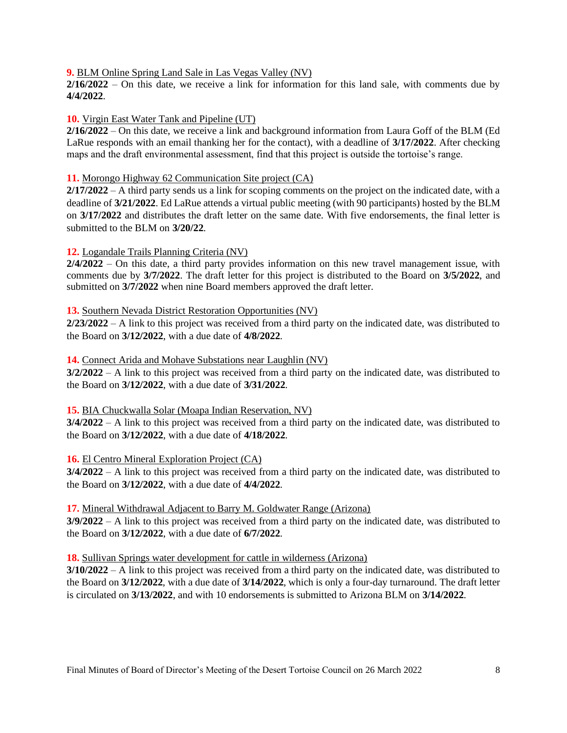**9.** <u>BLM Online Spring Land Sale in Las Vegas Valley (NV)</u>
**2/16/2022** – On this date, we receive a link for information for this land sale, with comments due by **4/4/2022**.

**10.** <u>Virgin East Water Tank and Pipeline (UT)</u>
**2/16/2022** – On this date, we receive a link and background information from Laura Goff of the BLM (Ed LaRue responds with an email thanking her for the contact), with a deadline of **3/17/2022**. After checking maps and the draft environmental assessment, find that this project is outside the tortoise's range.

**11.** <u>Morongo Highway 62 Communication Site project (CA)</u>
**2/17/2022** – A third party sends us a link for scoping comments on the project on the indicated date, with a deadline of **3/21/2022**. Ed LaRue attends a virtual public meeting (with 90 participants) hosted by the BLM on **3/17/2022** and distributes the draft letter on the same date. With five endorsements, the final letter is submitted to the BLM on **3/20/22**.

**12.** <u>Logandale Trails Planning Criteria (NV)</u>
**2/4/2022** – On this date, a third party provides information on this new travel management issue, with comments due by **3/7/2022**. The draft letter for this project is distributed to the Board on **3/5/2022**, and submitted on **3/7/2022** when nine Board members approved the draft letter.

**13.** <u>Southern Nevada District Restoration Opportunities (NV)</u>
**2/23/2022** – A link to this project was received from a third party on the indicated date, was distributed to the Board on **3/12/2022**, with a due date of **4/8/2022**.

**14.** <u>Connect Arida and Mohave Substations near Laughlin (NV)</u>
**3/2/2022** – A link to this project was received from a third party on the indicated date, was distributed to the Board on **3/12/2022**, with a due date of **3/31/2022**.

**15.** <u>BIA Chuckwalla Solar (Moapa Indian Reservation, NV)</u>
**3/4/2022** – A link to this project was received from a third party on the indicated date, was distributed to the Board on **3/12/2022**, with a due date of **4/18/2022**.

**16.** <u>El Centro Mineral Exploration Project (CA)</u>
**3/4/2022** – A link to this project was received from a third party on the indicated date, was distributed to the Board on **3/12/2022**, with a due date of **4/4/2022**.

**17.** <u>Mineral Withdrawal Adjacent to Barry M. Goldwater Range (Arizona)</u>
**3/9/2022** – A link to this project was received from a third party on the indicated date, was distributed to the Board on **3/12/2022**, with a due date of **6/7/2022**.

**18.** <u>Sullivan Springs water development for cattle in wilderness (Arizona)</u>
**3/10/2022** – A link to this project was received from a third party on the indicated date, was distributed to the Board on **3/12/2022**, with a due date of **3/14/2022**, which is only a four-day turnaround. The draft letter is circulated on **3/13/2022**, and with 10 endorsements is submitted to Arizona BLM on **3/14/2022**.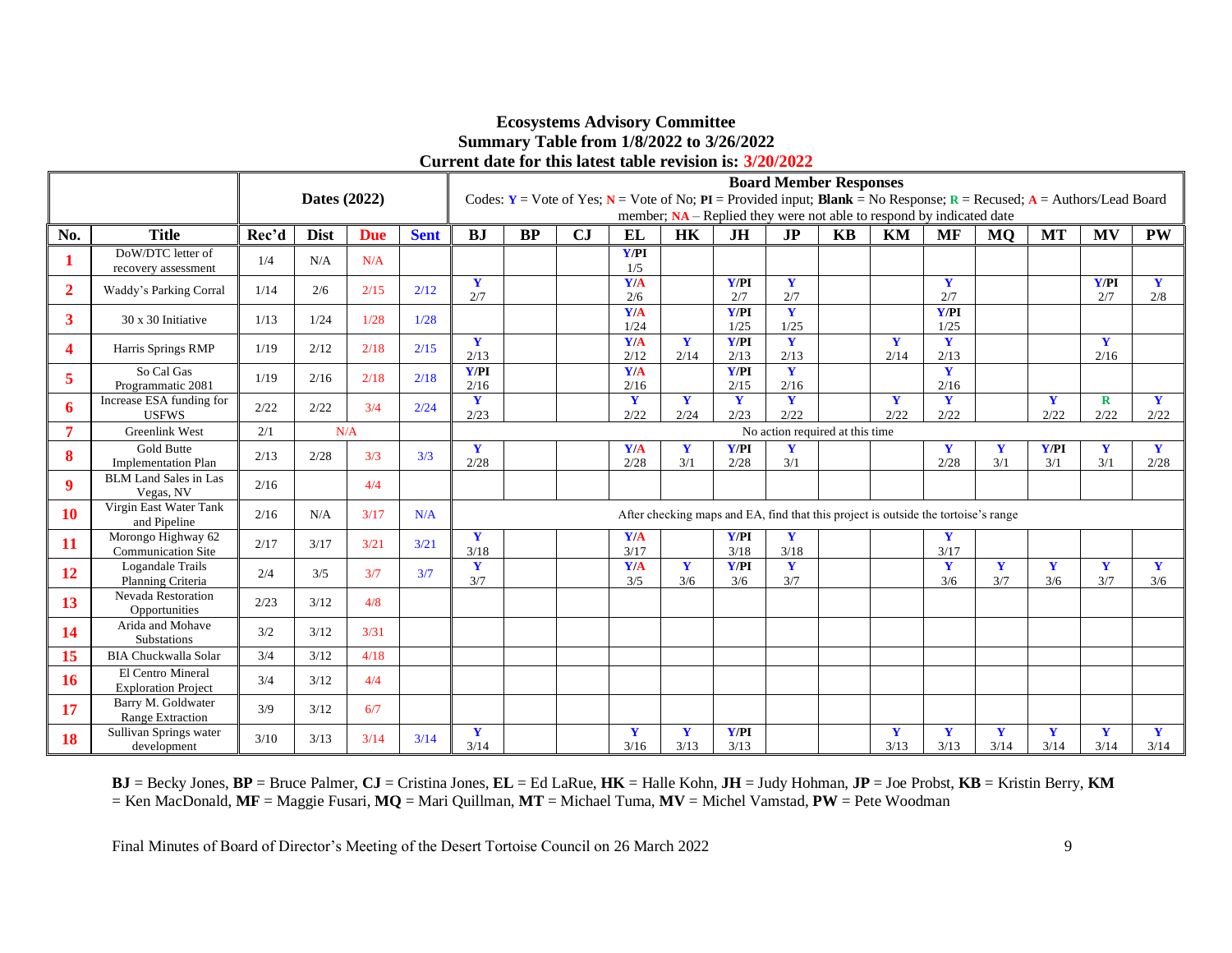**Ecosystems Advisory Committee**
**Summary Table from 1/8/2022 to 3/26/2022**
**Current date for this latest table revision is: 3/20/2022**

| | | Dates (2022) | | | | Board Member Responses<br>Codes: **Y** = Vote of Yes; **N** = Vote of No; **PI** = Provided input; **Blank** = No Response; **R** = Recused; **A** = Authors/Lead Board member; **NA** – Replied they were not able to respond by indicated date | | | | | | | | | | | | | |
|---|---|---|---|---|---|---|---|---|---|---|---|---|---|---|---|---|---|---|---|
| **No.** | **Title** | **Rec'd** | **Dist** | **Due** | **Sent** | **BJ** | **BP** | **CJ** | **EL** | **HK** | **JH** | **JP** | **KB** | **KM** | **MF** | **MQ** | **MT** | **MV** | **PW** |
| **1** | DoW/DTC letter of recovery assessment | 1/4 | N/A | N/A | | | | | Y/PI 1/5 | | | | | | | | | | |
| **2** | Waddy's Parking Corral | 1/14 | 2/6 | 2/15 | 2/12 | Y 2/7 | | | Y/A 2/6 | | Y/PI 2/7 | Y 2/7 | | | Y 2/7 | | | Y/PI 2/7 | Y 2/8 |
| **3** | 30 x 30 Initiative | 1/13 | 1/24 | 1/28 | 1/28 | | | | Y/A 1/24 | | Y/PI 1/25 | Y 1/25 | | | Y/PI 1/25 | | | | |
| **4** | Harris Springs RMP | 1/19 | 2/12 | 2/18 | 2/15 | Y 2/13 | | | Y/A 2/12 | Y 2/14 | Y/PI 2/13 | Y 2/13 | | Y 2/14 | Y 2/13 | | | Y 2/16 | |
| **5** | So Cal Gas Programmatic 2081 | 1/19 | 2/16 | 2/18 | 2/18 | Y/PI 2/16 | | | Y/A 2/16 | | Y/PI 2/15 | Y 2/16 | | | Y 2/16 | | | | |
| **6** | Increase ESA funding for USFWS | 2/22 | 2/22 | 3/4 | 2/24 | Y 2/23 | | | Y 2/22 | Y 2/24 | Y 2/23 | Y 2/22 | | Y 2/22 | Y 2/22 | | Y 2/22 | R 2/22 | Y 2/22 |
| **7** | Greenlink West | 2/1 | N/A | | | No action required at this time | | | | | | | | | | | | | |
| **8** | Gold Butte Implementation Plan | 2/13 | 2/28 | 3/3 | 3/3 | Y 2/28 | | | Y/A 2/28 | Y 3/1 | Y/PI 2/28 | Y 3/1 | | | Y 2/28 | Y 3/1 | Y/PI 3/1 | Y 3/1 | Y 2/28 |
| **9** | BLM Land Sales in Las Vegas, NV | 2/16 | | 4/4 | | | | | | | | | | | | | | | |
| **10** | Virgin East Water Tank and Pipeline | 2/16 | N/A | 3/17 | N/A | After checking maps and EA, find that this project is outside the tortoise's range | | | | | | | | | | | | | |
| **11** | Morongo Highway 62 Communication Site | 2/17 | 3/17 | 3/21 | 3/21 | Y 3/18 | | | Y/A 3/17 | | Y/PI 3/18 | Y 3/18 | | | Y 3/17 | | | | |
| **12** | Logandale Trails Planning Criteria | 2/4 | 3/5 | 3/7 | 3/7 | Y 3/7 | | | Y/A 3/5 | Y 3/6 | Y/PI 3/6 | Y 3/7 | | | Y 3/6 | Y 3/7 | Y 3/6 | Y 3/7 | Y 3/6 |
| **13** | Nevada Restoration Opportunities | 2/23 | 3/12 | 4/8 | | | | | | | | | | | | | | | |
| **14** | Arida and Mohave Substations | 3/2 | 3/12 | 3/31 | | | | | | | | | | | | | | | |
| **15** | BIA Chuckwalla Solar | 3/4 | 3/12 | 4/18 | | | | | | | | | | | | | | | |
| **16** | El Centro Mineral Exploration Project | 3/4 | 3/12 | 4/4 | | | | | | | | | | | | | | | |
| **17** | Barry M. Goldwater Range Extraction | 3/9 | 3/12 | 6/7 | | | | | | | | | | | | | | | |
| **18** | Sullivan Springs water development | 3/10 | 3/13 | 3/14 | 3/14 | Y 3/14 | | | Y 3/16 | Y 3/13 | Y/PI 3/13 | | | Y 3/13 | Y 3/13 | Y 3/14 | Y 3/14 | Y 3/14 | Y 3/14 |

**BJ** = Becky Jones, **BP** = Bruce Palmer, **CJ** = Cristina Jones, **EL** = Ed LaRue, **HK** = Halle Kohn, **JH** = Judy Hohman, **JP** = Joe Probst, **KB** = Kristin Berry, **KM** = Ken MacDonald, **MF** = Maggie Fusari, **MQ** = Mari Quillman, **MT** = Michael Tuma, **MV** = Michel Vamstad, **PW** = Pete Woodman